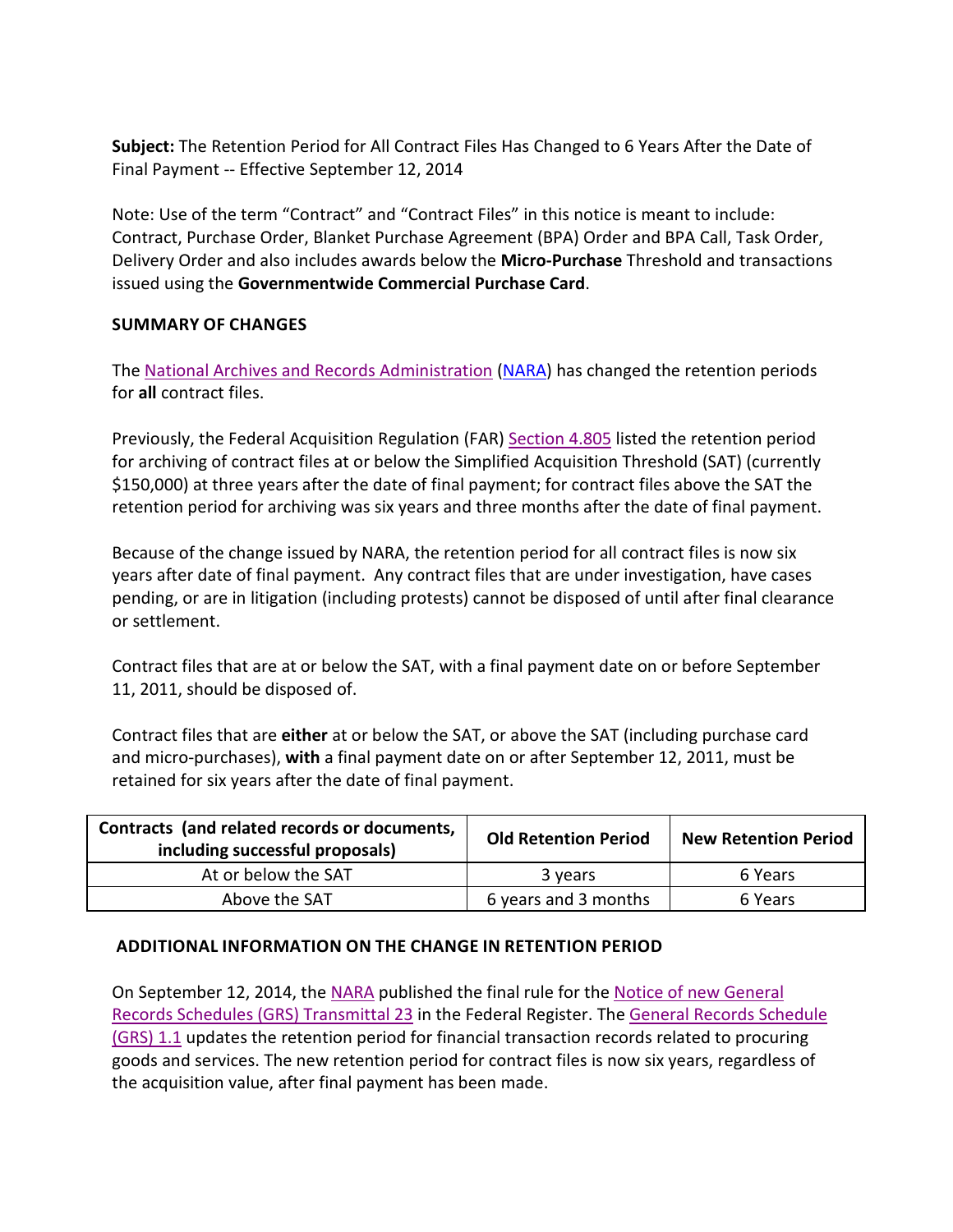**Subject:** The Retention Period for All Contract Files Has Changed to 6 Years After the Date of Final Payment -- Effective September 12, 2014

Note: Use of the term "Contract" and "Contract Files" in this notice is meant to include: Contract, Purchase Order, Blanket Purchase Agreement (BPA) Order and BPA Call, Task Order, Delivery Order and also includes awards below the **Micro-Purchase** Threshold and transactions issued using the **Governmentwide Commercial Purchase Card**.

**SUMMARY OF CHANGES**

The National Archives and Records Administration (NARA) has changed the retention periods for **all** contract files.

Previously, the Federal Acquisition Regulation (FAR) Section 4.805 listed the retention period for archiving of contract files at or below the Simplified Acquisition Threshold (SAT) (currently $150,000) at three years after the date of final payment; for contract files above the SAT the retention period for archiving was six years and three months after the date of final payment.

Because of the change issued by NARA, the retention period for all contract files is now six years after date of final payment. Any contract files that are under investigation, have cases pending, or are in litigation (including protests) cannot be disposed of until after final clearance or settlement.

Contract files that are at or below the SAT, with a final payment date on or before September 11, 2011, should be disposed of.

Contract files that are **either** at or below the SAT, or above the SAT (including purchase card and micro-purchases), **with** a final payment date on or after September 12, 2011, must be retained for six years after the date of final payment.

| Contracts (and related records or documents, including successful proposals) | Old Retention Period | New Retention Period |
|---|---|---|
| At or below the SAT | 3 years | 6 Years |
| Above the SAT | 6 years and 3 months | 6 Years |

**ADDITIONAL INFORMATION ON THE CHANGE IN RETENTION PERIOD**

On September 12, 2014, the NARA published the final rule for the Notice of new General Records Schedules (GRS) Transmittal 23 in the Federal Register. The General Records Schedule (GRS) 1.1 updates the retention period for financial transaction records related to procuring goods and services. The new retention period for contract files is now six years, regardless of the acquisition value, after final payment has been made.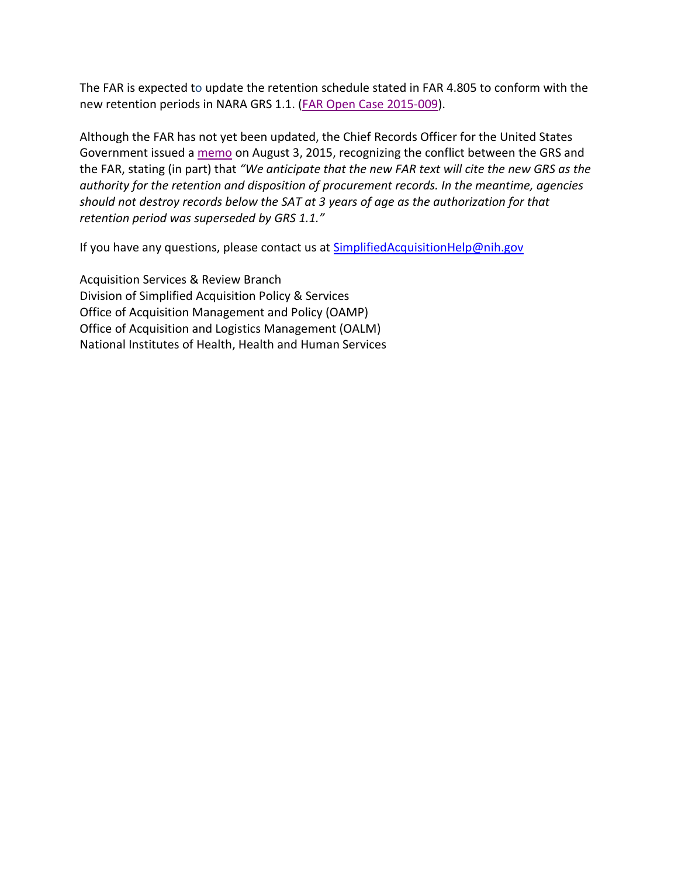The FAR is expected to update the retention schedule stated in FAR 4.805 to conform with the new retention periods in NARA GRS 1.1. (FAR Open Case 2015-009).

Although the FAR has not yet been updated, the Chief Records Officer for the United States Government issued a memo on August 3, 2015, recognizing the conflict between the GRS and the FAR, stating (in part) that *"We anticipate that the new FAR text will cite the new GRS as the authority for the retention and disposition of procurement records. In the meantime, agencies should not destroy records below the SAT at 3 years of age as the authorization for that retention period was superseded by GRS 1.1."*

If you have any questions, please contact us at SimplifiedAcquisitionHelp@nih.gov

Acquisition Services & Review Branch  
Division of Simplified Acquisition Policy & Services  
Office of Acquisition Management and Policy (OAMP)  
Office of Acquisition and Logistics Management (OALM)  
National Institutes of Health, Health and Human Services